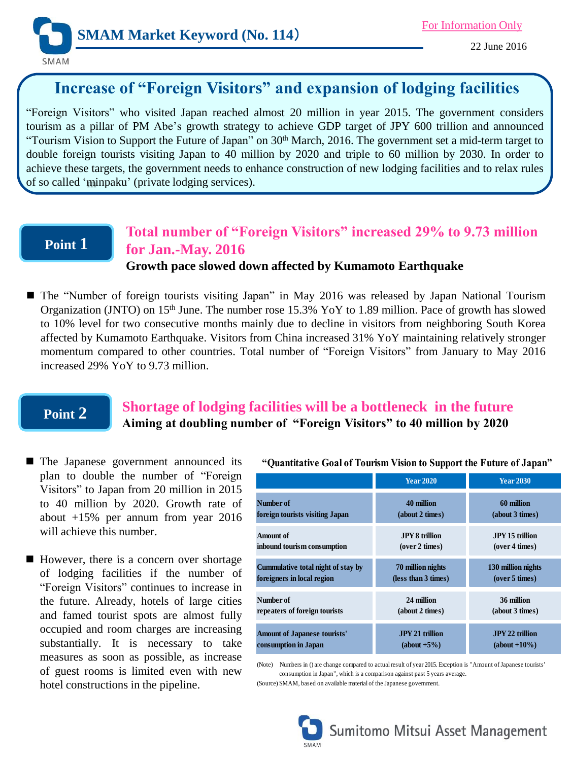# SMAM Market Keyword (No. 114)

For Information Only

22 June 2016

## Increase of "Foreign Visitors" and expansion of lodging facilities

"Foreign Visitors" who visited Japan reached almost 20 million in year 2015. The government considers tourism as a pillar of PM Abe's growth strategy to achieve GDP target of JPY 600 trillion and announced "Tourism Vision to Support the Future of Japan" on 30th March, 2016. The government set a mid-term target to double foreign tourists visiting Japan to 40 million by 2020 and triple to 60 million by 2030. In order to achieve these targets, the government needs to enhance construction of new lodging facilities and to relax rules of so called 'minpaku' (private lodging services).

## Point 1

### Total number of "Foreign Visitors" increased 29% to 9.73 million for Jan.-May. 2016

**Growth pace slowed down affected by Kumamoto Earthquake**

- The "Number of foreign tourists visiting Japan" in May 2016 was released by Japan National Tourism Organization (JNTO) on 15th June. The number rose 15.3% YoY to 1.89 million. Pace of growth has slowed to 10% level for two consecutive months mainly due to decline in visitors from neighboring South Korea affected by Kumamoto Earthquake. Visitors from China increased 31% YoY maintaining relatively stronger momentum compared to other countries. Total number of "Foreign Visitors" from January to May 2016 increased 29% YoY to 9.73 million.

## Point 2

### Shortage of lodging facilities will be a bottleneck in the future

**Aiming at doubling number of "Foreign Visitors" to 40 million by 2020**

- The Japanese government announced its plan to double the number of "Foreign Visitors" to Japan from 20 million in 2015 to 40 million by 2020. Growth rate of about +15% per annum from year 2016 will achieve this number.

- However, there is a concern over shortage of lodging facilities if the number of "Foreign Visitors" continues to increase in the future. Already, hotels of large cities and famed tourist spots are almost fully occupied and room charges are increasing substantially. It is necessary to take measures as soon as possible, as increase of guest rooms is limited even with new hotel constructions in the pipeline.

**"Quantitative Goal of Tourism Vision to Support the Future of Japan"**

| | Year 2020 | Year 2030 |
|---|---|---|
| Number of foreign tourists visiting Japan | 40 million (about 2 times) | 60 million (about 3 times) |
| Amount of inbound tourism consumption | JPY 8 trillion (over 2 times) | JPY 15 trillion (over 4 times) |
| Cummulative total night of stay by foreigners in local region | 70 million nights (less than 3 times) | 130 million nights (over 5 times) |
| Number of repeaters of foreign tourists | 24 million (about 2 times) | 36 million (about 3 times) |
| Amount of Japanese tourists' consumption in Japan | JPY 21 trillion (about +5%) | JPY 22 trillion (about +10%) |

(Note) Numbers in () are change compared to actual result of year 2015. Exception is "Amount of Japanese tourists' consumption in Japan", which is a comparison against past 5 years average.

(Source) SMAM, based on available material of the Japanese government.

Sumitomo Mitsui Asset Management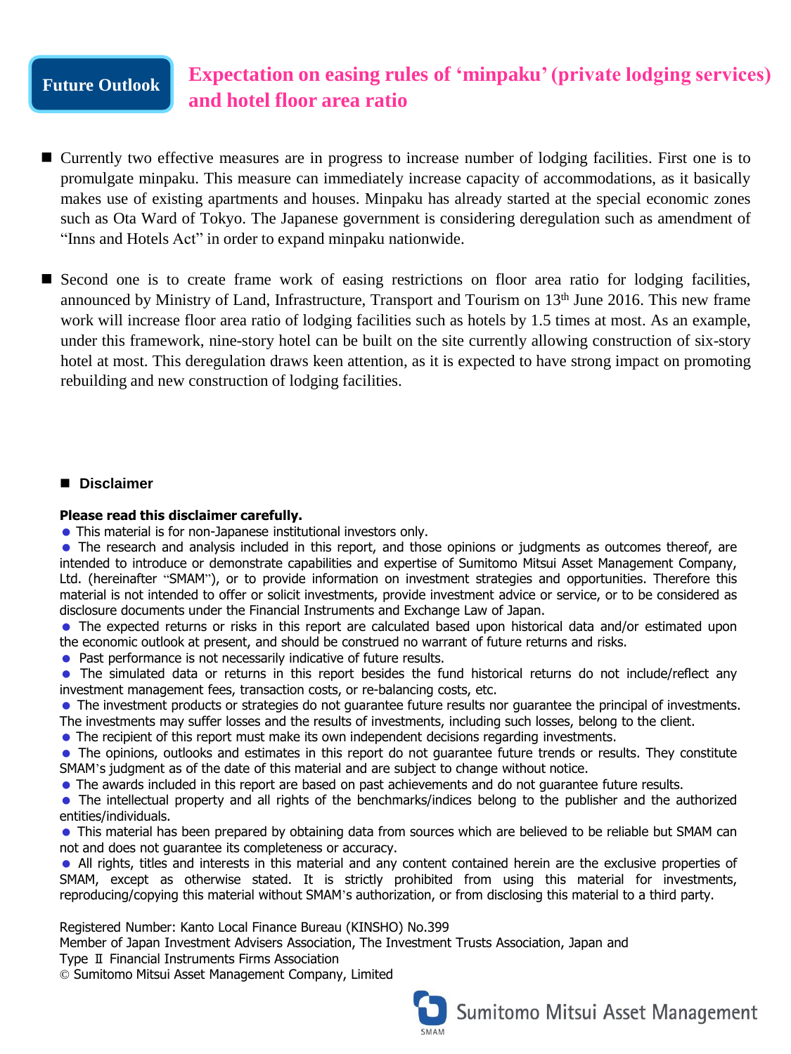**Future Outlook**

# Expectation on easing rules of 'minpaku' (private lodging services) and hotel floor area ratio

- Currently two effective measures are in progress to increase number of lodging facilities. First one is to promulgate minpaku. This measure can immediately increase capacity of accommodations, as it basically makes use of existing apartments and houses. Minpaku has already started at the special economic zones such as Ota Ward of Tokyo. The Japanese government is considering deregulation such as amendment of "Inns and Hotels Act" in order to expand minpaku nationwide.

- Second one is to create frame work of easing restrictions on floor area ratio for lodging facilities, announced by Ministry of Land, Infrastructure, Transport and Tourism on 13th June 2016. This new frame work will increase floor area ratio of lodging facilities such as hotels by 1.5 times at most. As an example, under this framework, nine-story hotel can be built on the site currently allowing construction of six-story hotel at most. This deregulation draws keen attention, as it is expected to have strong impact on promoting rebuilding and new construction of lodging facilities.

## Disclaimer

**Please read this disclaimer carefully.**

- This material is for non-Japanese institutional investors only.
- The research and analysis included in this report, and those opinions or judgments as outcomes thereof, are intended to introduce or demonstrate capabilities and expertise of Sumitomo Mitsui Asset Management Company, Ltd. (hereinafter "SMAM"), or to provide information on investment strategies and opportunities. Therefore this material is not intended to offer or solicit investments, provide investment advice or service, or to be considered as disclosure documents under the Financial Instruments and Exchange Law of Japan.
- The expected returns or risks in this report are calculated based upon historical data and/or estimated upon the economic outlook at present, and should be construed no warrant of future returns and risks.
- Past performance is not necessarily indicative of future results.
- The simulated data or returns in this report besides the fund historical returns do not include/reflect any investment management fees, transaction costs, or re-balancing costs, etc.
- The investment products or strategies do not guarantee future results nor guarantee the principal of investments. The investments may suffer losses and the results of investments, including such losses, belong to the client.
- The recipient of this report must make its own independent decisions regarding investments.
- The opinions, outlooks and estimates in this report do not guarantee future trends or results. They constitute SMAM's judgment as of the date of this material and are subject to change without notice.
- The awards included in this report are based on past achievements and do not guarantee future results.
- The intellectual property and all rights of the benchmarks/indices belong to the publisher and the authorized entities/individuals.
- This material has been prepared by obtaining data from sources which are believed to be reliable but SMAM can not and does not guarantee its completeness or accuracy.
- All rights, titles and interests in this material and any content contained herein are the exclusive properties of SMAM, except as otherwise stated. It is strictly prohibited from using this material for investments, reproducing/copying this material without SMAM's authorization, or from disclosing this material to a third party.

Registered Number: Kanto Local Finance Bureau (KINSHO) No.399
Member of Japan Investment Advisers Association, The Investment Trusts Association, Japan and
Type Ⅱ Financial Instruments Firms Association
© Sumitomo Mitsui Asset Management Company, Limited

SMAM Sumitomo Mitsui Asset Management